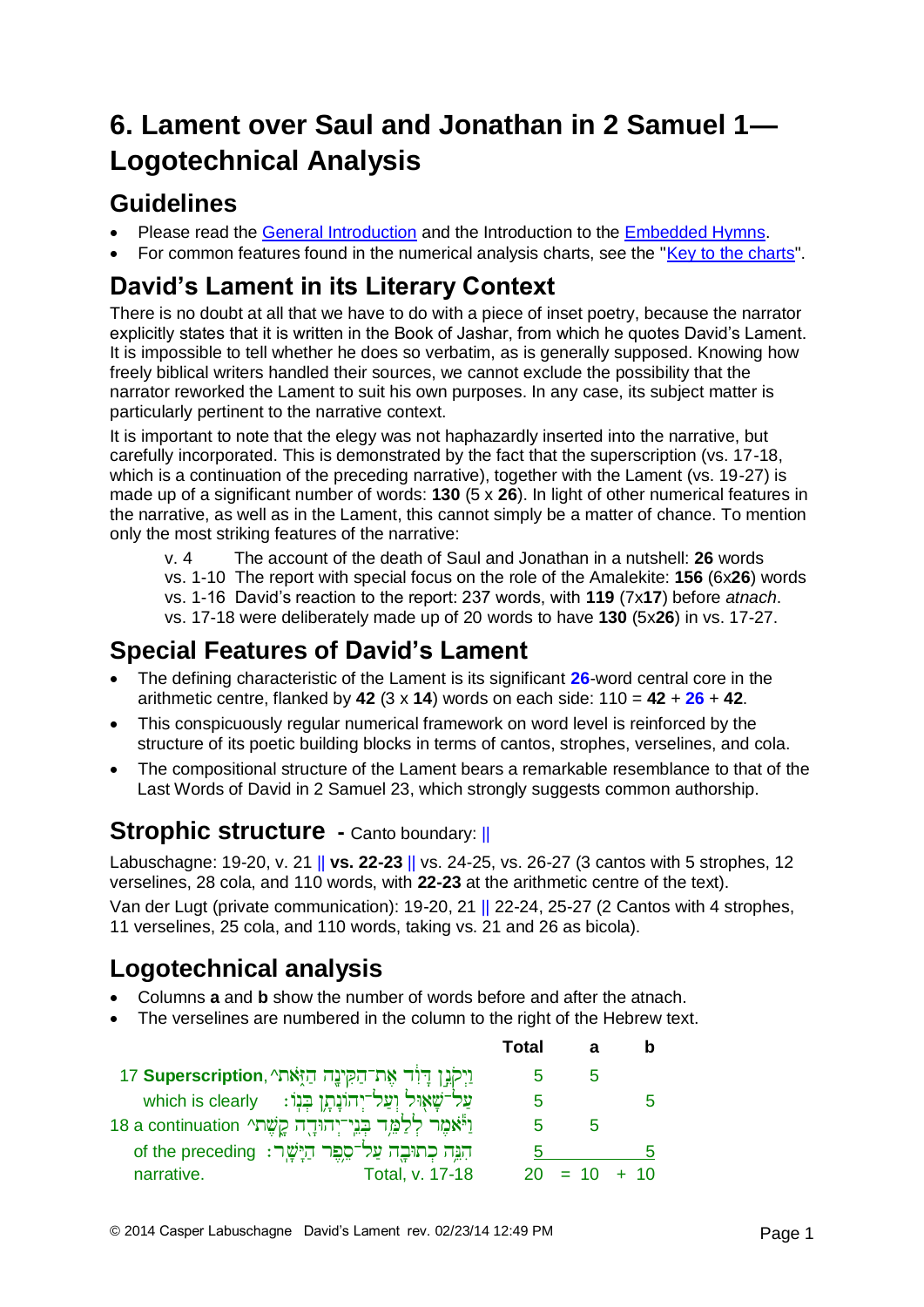# 6. Lament over Saul and Jonathan in 2 Samuel 1—Logotechnical Analysis

## Guidelines

- Please read the General Introduction and the Introduction to the Embedded Hymns.
- For common features found in the numerical analysis charts, see the "Key to the charts".

## David's Lament in its Literary Context

There is no doubt at all that we have to do with a piece of inset poetry, because the narrator explicitly states that it is written in the Book of Jashar, from which he quotes David's Lament. It is impossible to tell whether he does so verbatim, as is generally supposed. Knowing how freely biblical writers handled their sources, we cannot exclude the possibility that the narrator reworked the Lament to suit his own purposes. In any case, its subject matter is particularly pertinent to the narrative context.

It is important to note that the elegy was not haphazardly inserted into the narrative, but carefully incorporated. This is demonstrated by the fact that the superscription (vs. 17-18, which is a continuation of the preceding narrative), together with the Lament (vs. 19-27) is made up of a significant number of words: **130** (5 x **26**). In light of other numerical features in the narrative, as well as in the Lament, this cannot simply be a matter of chance. To mention only the most striking features of the narrative:

v. 4 The account of the death of Saul and Jonathan in a nutshell: **26** words
vs. 1-10 The report with special focus on the role of the Amalekite: **156** (6x**26**) words
vs. 1-16 David's reaction to the report: 237 words, with **119** (7x**17**) before *atnach*.
vs. 17-18 were deliberately made up of 20 words to have **130** (5x**26**) in vs. 17-27.

## Special Features of David's Lament

- The defining characteristic of the Lament is its significant **26**-word central core in the arithmetic centre, flanked by **42** (3 x **14**) words on each side: 110 = **42** + **26** + **42**.
- This conspicuously regular numerical framework on word level is reinforced by the structure of its poetic building blocks in terms of cantos, strophes, verselines, and cola.
- The compositional structure of the Lament bears a remarkable resemblance to that of the Last Words of David in 2 Samuel 23, which strongly suggests common authorship.

## Strophic structure - Canto boundary: ||

Labuschagne: 19-20, v. 21 || **vs. 22-23** || vs. 24-25, vs. 26-27 (3 cantos with 5 strophes, 12 verselines, 28 cola, and 110 words, with **22-23** at the arithmetic centre of the text).

Van der Lugt (private communication): 19-20, 21 || 22-24, 25-27 (2 Cantos with 4 strophes, 11 verselines, 25 cola, and 110 words, taking vs. 21 and 26 as bicola).

## Logotechnical analysis

- Columns **a** and **b** show the number of words before and after the atnach.
- The verselines are numbered in the column to the right of the Hebrew text.

| | | Total | a | b |
|---|---|---|---|---|
| 17 **Superscription**, | וַיְקֹנֵ֣ן דָּוִ֔ד אֶת־הַקִּינָ֖ה הַזֹּ֑את^ | 5 | 5 | |
| which is clearly | עַל־שָׁא֖וּל וְעַל־יְהוֹנָתָ֥ן בְּנֽוֹ׃ | 5 | | 5 |
| 18 a continuation | וַיֹּ֕אמֶר לְלַמֵּ֥ד בְּנֵֽי־יְהוּדָ֖ה קָ֑שֶׁת^ | 5 | 5 | |
| of the preceding | הִנֵּ֥ה כְתוּבָ֖ה עַל־סֵ֥פֶר הַיָּשָֽׁר׃ | 5 | | 5 |
| narrative. | Total, v. 17-18 | 20 | = 10 | + 10 |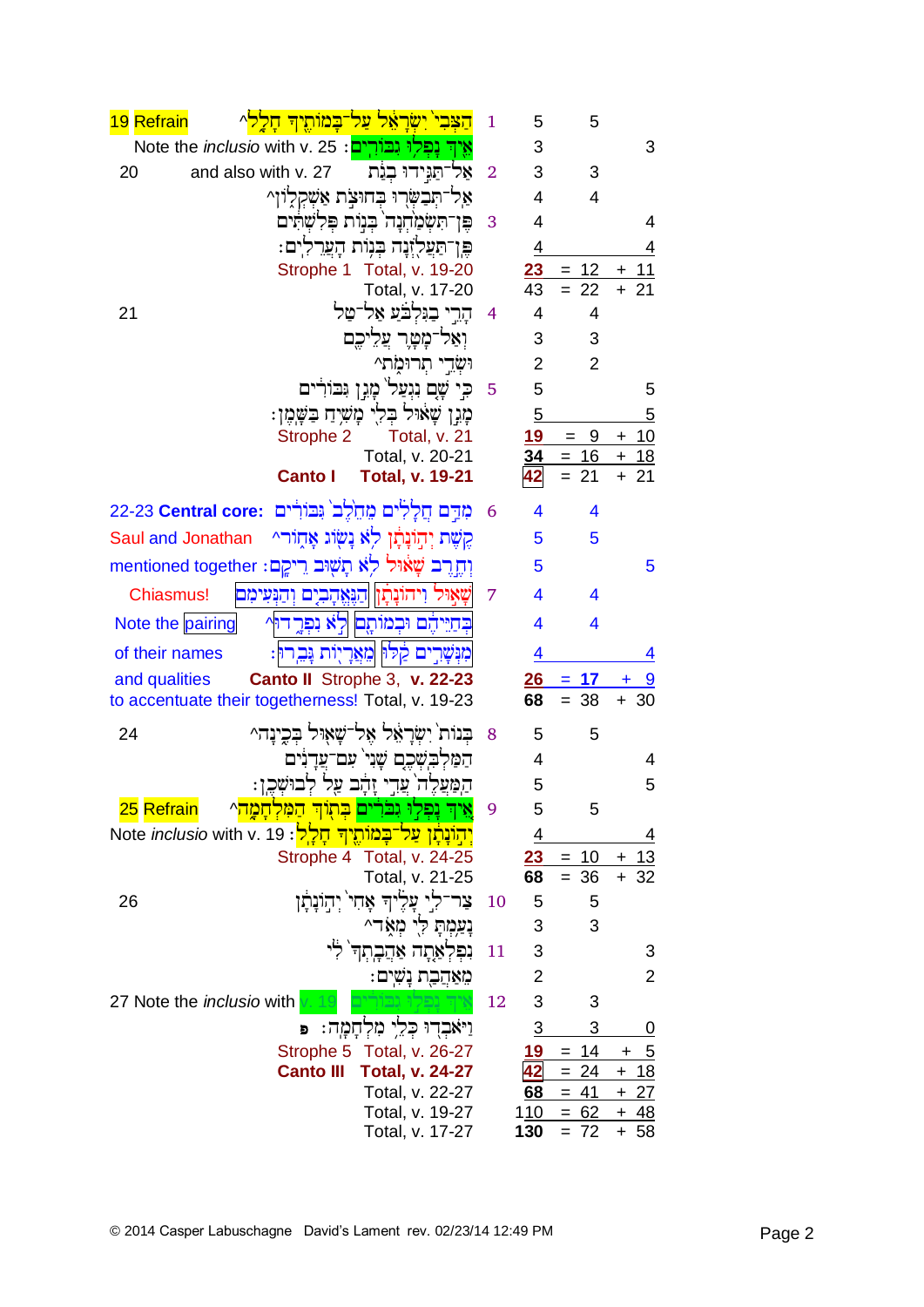| Verse / Notes | Hebrew text | Strophe | Words | A | B |
|---|---|---|---|---|---|
| 19 Refrain | הַצְּבִי יִשְׂרָאֵל עַל־בָּמוֹתֶיךָ חָלָל^ | 1 | 5 | 5 | |
| Note the *inclusio* with v. 25 : | אֵיךְ נָפְלוּ גִבּוֹרִים | | 3 | | 3 |
| 20 and also with v. 27 | אַל־תַּגִּידוּ בְגַת | 2 | 3 | 3 | |
| | אַל־תְּבַשְּׂרוּ בְּחוּצֹת אַשְׁקְלוֹן^ | | 4 | 4 | |
| | פֶּן־תִּשְׂמַחְנָה בְּנוֹת פְּלִשְׁתִּים | 3 | 4 | | 4 |
| | פֶּן־תַּעֲלֹזְנָה בְּנוֹת הָעֲרֵלִים׃ | | 4 | | 4 |
| | Strophe 1 Total, v. 19-20 | | **23** | = 12 | + 11 |
| | Total, v. 17-20 | | 43 | = 22 | + 21 |
| 21 | הָרֵי בַגִּלְבֹּעַ אַל־טַל | 4 | 4 | 4 | |
| | וְאַל־מָטָר עֲלֵיכֶם | | 3 | 3 | |
| | וּשְׂדֵי תְרוּמֹת^ | | 2 | 2 | |
| | כִּי שָׁם נִגְעַל מָגֵן גִּבּוֹרִים | 5 | 5 | | 5 |
| | מָגֵן שָׁאוּל בְּלִי מָשִׁיחַ בַּשָּׁמֶן׃ | | 5 | | 5 |
| | Strophe 2 Total, v. 21 | | **19** | = 9 | + 10 |
| | Total, v. 20-21 | | **34** | = 16 | + 18 |
| | **Canto I Total, v. 19-21** | | **42** | = 21 | + 21 |
| 22-23 **Central core:** | מִדַּם חֲלָלִים מֵחֵלֶב גִּבּוֹרִים | 6 | 4 | 4 | |
| Saul and Jonathan | קֶשֶׁת יְהוֹנָתָן לֹא נָשׂוֹג אָחוֹר^ | | 5 | 5 | |
| mentioned together : | וְחֶרֶב שָׁאוּל לֹא תָשׁוּב רֵיקָם׃ | | 5 | | 5 |
| Chiasmus! | שָׁאוּל וִיהוֹנָתָן הַנֶּאֱהָבִים וְהַנְּעִימִם | 7 | 4 | 4 | |
| Note the pairing | בְּחַיֵּיהֶם וּבְמוֹתָם לֹא נִפְרָדוּ^ | | 4 | 4 | |
| of their names | מִנְּשָׁרִים קַלּוּ מֵאֲרָיוֹת גָּבֵרוּ׃ | | 4 | | 4 |
| and qualities | **Canto II** Strophe 3, **v. 22-23** | | **26** | = **17** | + 9 |
| to accentuate their togetherness! | Total, v. 19-23 | | **68** | = 38 | + 30 |
| 24 | בְּנוֹת יִשְׂרָאֵל אֶל־שָׁאוּל בְּכֶינָה^ | 8 | 5 | 5 | |
| | הַמַּלְבִּשְׁכֶם שָׁנִי עִם־עֲדָנִים | | 4 | | 4 |
| | הַמַּעֲלֶה עֲדִי זָהָב עַל לְבוּשְׁכֶן׃ | | 5 | | 5 |
| 25 Refrain | אֵיךְ נָפְלוּ גִבֹּרִים בְּתוֹךְ הַמִּלְחָמָה^ | 9 | 5 | 5 | |
| Note *inclusio* with v. 19 : | יְהוֹנָתָן עַל־בָּמוֹתֶיךָ חָלָל׃ | | 4 | | 4 |
| | Strophe 4 Total, v. 24-25 | | **23** | = 10 | + 13 |
| | Total, v. 21-25 | | **68** | = 36 | + 32 |
| 26 | צַר־לִי עָלֶיךָ אָחִי יְהוֹנָתָן | 10 | 5 | 5 | |
| | נָעַמְתָּ לִּי מְאֹד^ | | 3 | 3 | |
| | נִפְלְאַתָה אַהֲבָתְךָ לִי | 11 | 3 | | 3 |
| | מֵאַהֲבַת נָשִׁים׃ | | 2 | | 2 |
| 27 Note the *inclusio* with v. 19 | אֵיךְ נָפְלוּ גִבּוֹרִים | 12 | 3 | 3 | |
| | וַיֹּאבְדוּ כְּלֵי מִלְחָמָה׃ פ | | 3 | 3 | 0 |
| | Strophe 5 Total, v. 26-27 | | **19** | = 14 | + 5 |
| | **Canto III Total, v. 24-27** | | **42** | = 24 | + 18 |
| | Total, v. 22-27 | | **68** | = 41 | + 27 |
| | Total, v. 19-27 | | 110 | = 62 | + 48 |
| | Total, v. 17-27 | | **130** | = 72 | + 58 |

© 2014 Casper Labuschagne David's Lament rev. 02/23/14 12:49 PM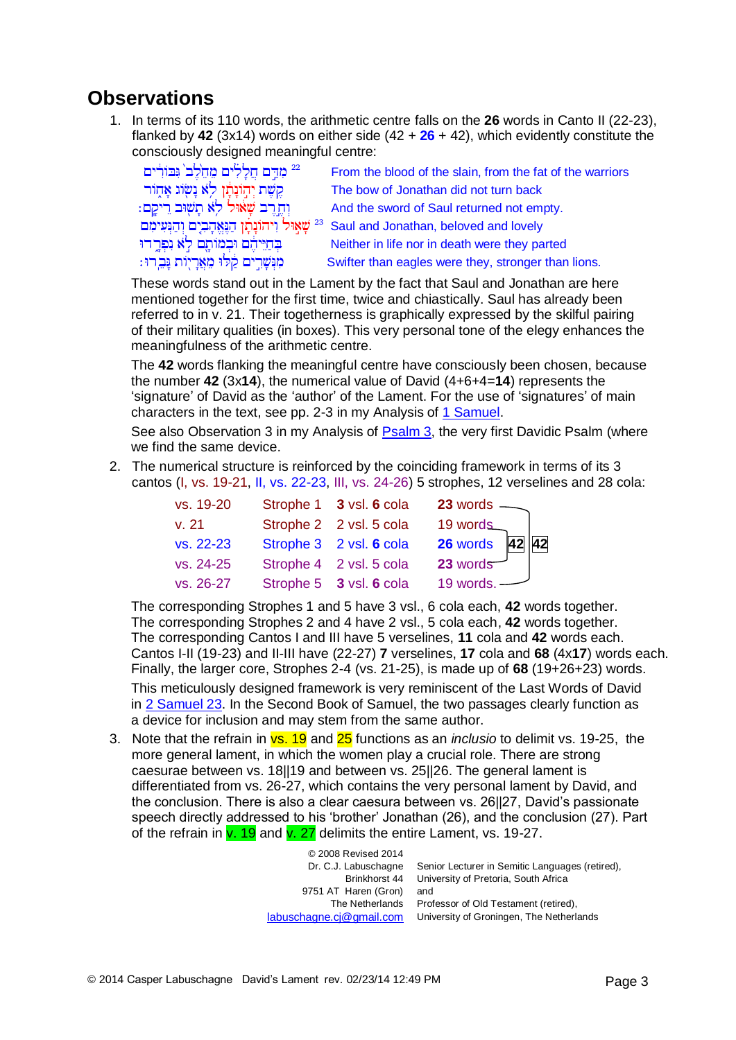## Observations

1. In terms of its 110 words, the arithmetic centre falls on the **26** words in Canto II (22-23), flanked by **42** (3x14) words on either side (42 + **26** + 42), which evidently constitute the consciously designed meaningful centre:

| | |
|---|---|
| [22] מִדַּם חֲלָלִים מֵחֵלֶב גִּבּוֹרִים | From the blood of the slain, from the fat of the warriors |
| קֶשֶׁת יְהוֹנָתָן לֹא נָשׂוֹג אָחוֹר | The bow of Jonathan did not turn back |
| וְחֶרֶב שָׁאוּל לֹא תָשׁוּב רֵיקָם׃ | And the sword of Saul returned not empty. |
| [23] שָׁאוּל וִיהוֹנָתָן הַנֶּאֱהָבִים וְהַנְּעִימִם | Saul and Jonathan, beloved and lovely |
| בְּחַיֵּיהֶם וּבְמוֹתָם לֹא נִפְרָדוּ | Neither in life nor in death were they parted |
| מִנְּשָׁרִים קַלּוּ מֵאֲרָיוֹת גָּבֵרוּ׃ | Swifter than eagles were they, stronger than lions. |

These words stand out in the Lament by the fact that Saul and Jonathan are here mentioned together for the first time, twice and chiastically. Saul has already been referred to in v. 21. Their togetherness is graphically expressed by the skilful pairing of their military qualities (in boxes). This very personal tone of the elegy enhances the meaningfulness of the arithmetic centre.

The **42** words flanking the meaningful centre have consciously been chosen, because the number **42** (3x**14**), the numerical value of David (4+6+4=**14**) represents the 'signature' of David as the 'author' of the Lament. For the use of 'signatures' of main characters in the text, see pp. 2-3 in my Analysis of 1 Samuel.

See also Observation 3 in my Analysis of Psalm 3, the very first Davidic Psalm (where we find the same device.

2. The numerical structure is reinforced by the coinciding framework in terms of its 3 cantos (I, vs. 19-21, II, vs. 22-23, III, vs. 24-26) 5 strophes, 12 verselines and 28 cola:

| | | | | | |
|---|---|---|---|---|---|
| vs. 19-20 | Strophe 1 | **3** vsl. **6** cola | **23** words | | |
| v. 21 | Strophe 2 | 2 vsl. 5 cola | 19 words | | |
| vs. 22-23 | Strophe 3 | 2 vsl. **6** cola | **26** words | **42** | **42** |
| vs. 24-25 | Strophe 4 | 2 vsl. 5 cola | **23** words | | |
| vs. 26-27 | Strophe 5 | **3** vsl. **6** cola | 19 words. | | |

The corresponding Strophes 1 and 5 have 3 vsl., 6 cola each, **42** words together.
The corresponding Strophes 2 and 4 have 2 vsl., 5 cola each, **42** words together.
The corresponding Cantos I and III have 5 verselines, **11** cola and **42** words each.
Cantos I-II (19-23) and II-III have (22-27) **7** verselines, **17** cola and **68** (4x**17**) words each.
Finally, the larger core, Strophes 2-4 (vs. 21-25), is made up of **68** (19+26+23) words.

This meticulously designed framework is very reminiscent of the Last Words of David in 2 Samuel 23. In the Second Book of Samuel, the two passages clearly function as a device for inclusion and may stem from the same author.

3. Note that the refrain in vs. 19 and 25 functions as an *inclusio* to delimit vs. 19-25, the more general lament, in which the women play a crucial role. There are strong caesurae between vs. 18||19 and between vs. 25||26. The general lament is differentiated from vs. 26-27, which contains the very personal lament by David, and the conclusion. There is also a clear caesura between vs. 26||27, David's passionate speech directly addressed to his 'brother' Jonathan (26), and the conclusion (27). Part of the refrain in v. 19 and v. 27 delimits the entire Lament, vs. 19-27.

© 2008 Revised 2014
Dr. C.J. Labuschagne
Brinkhorst 44
9751 AT Haren (Gron)
The Netherlands
labuschagne.cj@gmail.com

Senior Lecturer in Semitic Languages (retired),
University of Pretoria, South Africa
and
Professor of Old Testament (retired),
University of Groningen, The Netherlands